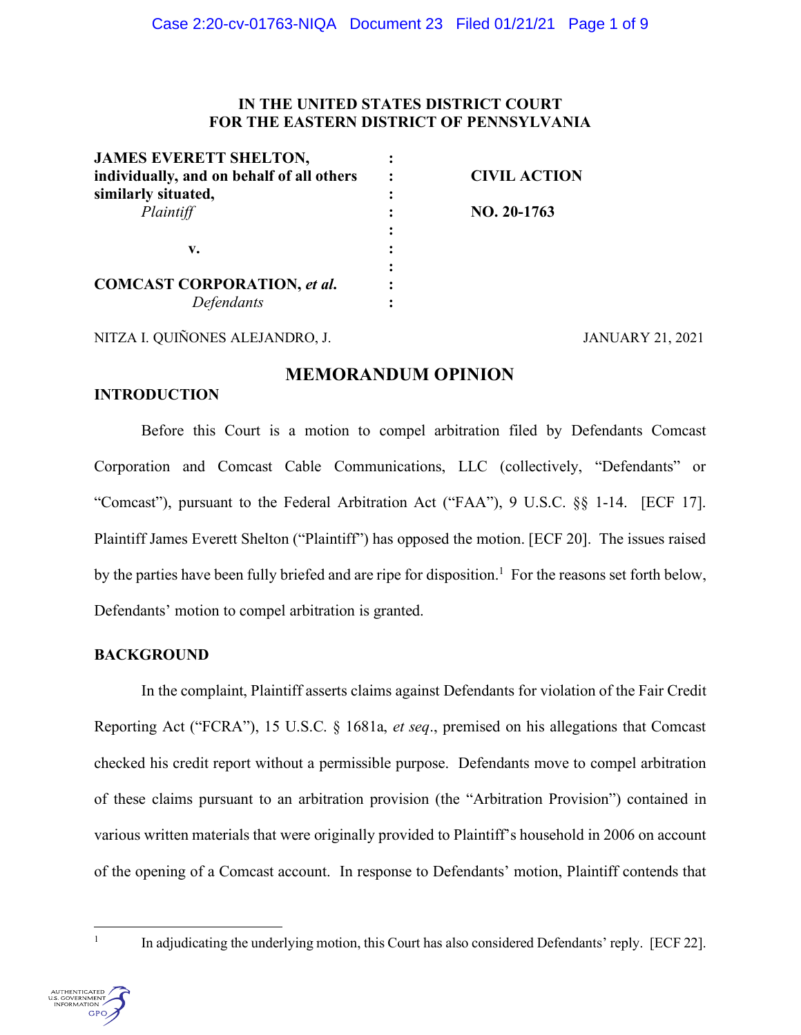IN THE UNITED STATES DISTRICT COURT
FOR THE EASTERN DISTRICT OF PENNSYLVANIA

| | | |
|---|---|---|
| **JAMES EVERETT SHELTON, individually, and on behalf of all others similarly situated,** *Plaintiff* | : | **CIVIL ACTION** |
| | : | **NO. 20-1763** |
| **v.** | : | |
| **COMCAST CORPORATION, *et al.*** *Defendants* | : | |

NITZA I. QUIÑONES ALEJANDRO, J. JANUARY 21, 2021

## MEMORANDUM OPINION

### INTRODUCTION

Before this Court is a motion to compel arbitration filed by Defendants Comcast Corporation and Comcast Cable Communications, LLC (collectively, "Defendants" or "Comcast"), pursuant to the Federal Arbitration Act ("FAA"), 9 U.S.C. §§ 1-14. [ECF 17]. Plaintiff James Everett Shelton ("Plaintiff") has opposed the motion. [ECF 20]. The issues raised by the parties have been fully briefed and are ripe for disposition.[1] For the reasons set forth below, Defendants' motion to compel arbitration is granted.

### BACKGROUND

In the complaint, Plaintiff asserts claims against Defendants for violation of the Fair Credit Reporting Act ("FCRA"), 15 U.S.C. § 1681a, *et seq*., premised on his allegations that Comcast checked his credit report without a permissible purpose. Defendants move to compel arbitration of these claims pursuant to an arbitration provision (the "Arbitration Provision") contained in various written materials that were originally provided to Plaintiff's household in 2006 on account of the opening of a Comcast account. In response to Defendants' motion, Plaintiff contends that

[1] In adjudicating the underlying motion, this Court has also considered Defendants' reply. [ECF 22].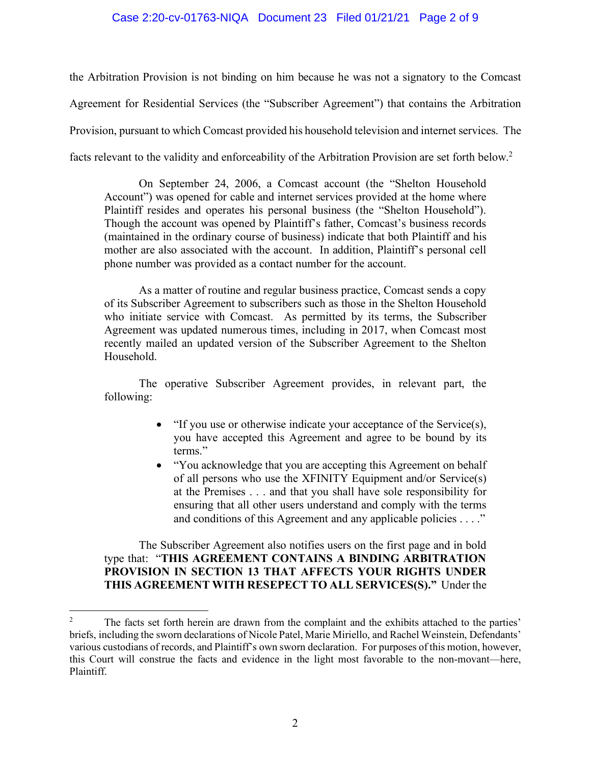the Arbitration Provision is not binding on him because he was not a signatory to the Comcast Agreement for Residential Services (the "Subscriber Agreement") that contains the Arbitration Provision, pursuant to which Comcast provided his household television and internet services. The facts relevant to the validity and enforceability of the Arbitration Provision are set forth below.[2]

> On September 24, 2006, a Comcast account (the "Shelton Household Account") was opened for cable and internet services provided at the home where Plaintiff resides and operates his personal business (the "Shelton Household"). Though the account was opened by Plaintiff's father, Comcast's business records (maintained in the ordinary course of business) indicate that both Plaintiff and his mother are also associated with the account. In addition, Plaintiff's personal cell phone number was provided as a contact number for the account.
>
> As a matter of routine and regular business practice, Comcast sends a copy of its Subscriber Agreement to subscribers such as those in the Shelton Household who initiate service with Comcast. As permitted by its terms, the Subscriber Agreement was updated numerous times, including in 2017, when Comcast most recently mailed an updated version of the Subscriber Agreement to the Shelton Household.
>
> The operative Subscriber Agreement provides, in relevant part, the following:
>
> - "If you use or otherwise indicate your acceptance of the Service(s), you have accepted this Agreement and agree to be bound by its terms."
> - "You acknowledge that you are accepting this Agreement on behalf of all persons who use the XFINITY Equipment and/or Service(s) at the Premises . . . and that you shall have sole responsibility for ensuring that all other users understand and comply with the terms and conditions of this Agreement and any applicable policies . . . ."
>
> The Subscriber Agreement also notifies users on the first page and in bold type that: "**THIS AGREEMENT CONTAINS A BINDING ARBITRATION PROVISION IN SECTION 13 THAT AFFECTS YOUR RIGHTS UNDER THIS AGREEMENT WITH RESEPECT TO ALL SERVICES(S).**" Under the

---

[2] The facts set forth herein are drawn from the complaint and the exhibits attached to the parties' briefs, including the sworn declarations of Nicole Patel, Marie Miriello, and Rachel Weinstein, Defendants' various custodians of records, and Plaintiff's own sworn declaration. For purposes of this motion, however, this Court will construe the facts and evidence in the light most favorable to the non-movant—here, Plaintiff.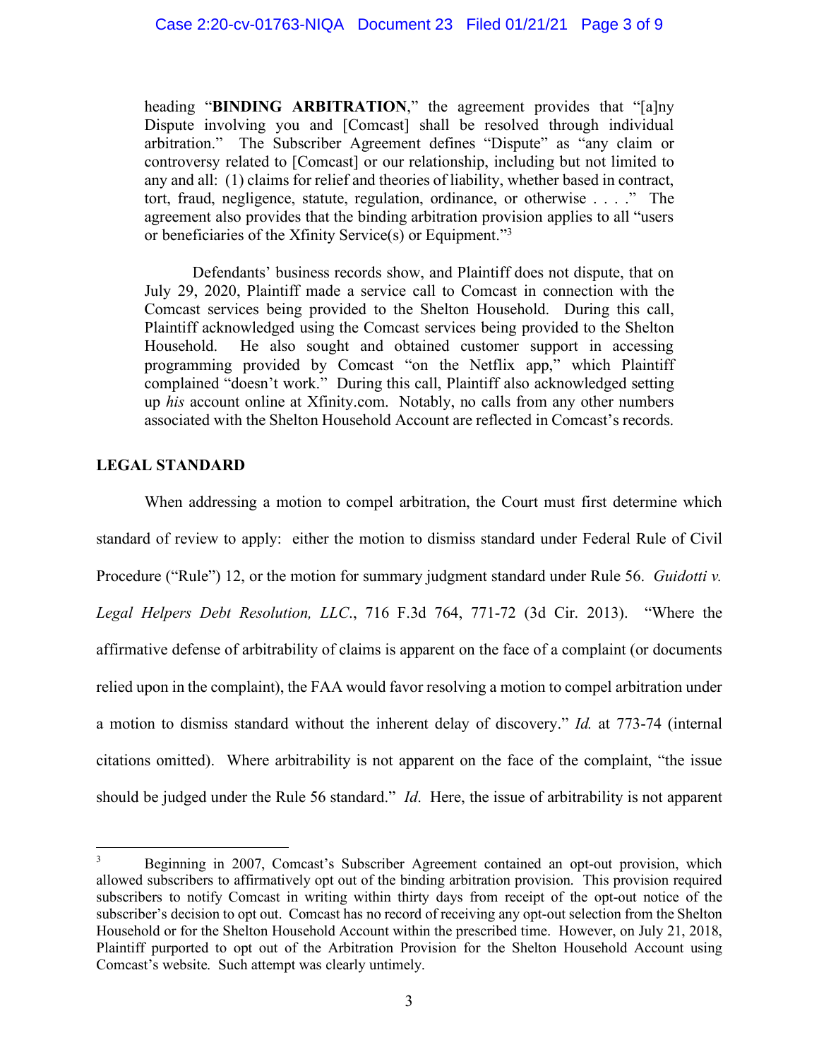heading "**BINDING ARBITRATION**," the agreement provides that "[a]ny Dispute involving you and [Comcast] shall be resolved through individual arbitration." The Subscriber Agreement defines "Dispute" as "any claim or controversy related to [Comcast] or our relationship, including but not limited to any and all: (1) claims for relief and theories of liability, whether based in contract, tort, fraud, negligence, statute, regulation, ordinance, or otherwise . . . ." The agreement also provides that the binding arbitration provision applies to all "users or beneficiaries of the Xfinity Service(s) or Equipment."[3]

Defendants' business records show, and Plaintiff does not dispute, that on July 29, 2020, Plaintiff made a service call to Comcast in connection with the Comcast services being provided to the Shelton Household. During this call, Plaintiff acknowledged using the Comcast services being provided to the Shelton Household. He also sought and obtained customer support in accessing programming provided by Comcast "on the Netflix app," which Plaintiff complained "doesn't work." During this call, Plaintiff also acknowledged setting up *his* account online at Xfinity.com. Notably, no calls from any other numbers associated with the Shelton Household Account are reflected in Comcast's records.

## LEGAL STANDARD

When addressing a motion to compel arbitration, the Court must first determine which standard of review to apply: either the motion to dismiss standard under Federal Rule of Civil Procedure ("Rule") 12, or the motion for summary judgment standard under Rule 56. *Guidotti v. Legal Helpers Debt Resolution, LLC.*, 716 F.3d 764, 771-72 (3d Cir. 2013). "Where the affirmative defense of arbitrability of claims is apparent on the face of a complaint (or documents relied upon in the complaint), the FAA would favor resolving a motion to compel arbitration under a motion to dismiss standard without the inherent delay of discovery." *Id.* at 773-74 (internal citations omitted). Where arbitrability is not apparent on the face of the complaint, "the issue should be judged under the Rule 56 standard." *Id*. Here, the issue of arbitrability is not apparent

[3] Beginning in 2007, Comcast's Subscriber Agreement contained an opt-out provision, which allowed subscribers to affirmatively opt out of the binding arbitration provision. This provision required subscribers to notify Comcast in writing within thirty days from receipt of the opt-out notice of the subscriber's decision to opt out. Comcast has no record of receiving any opt-out selection from the Shelton Household or for the Shelton Household Account within the prescribed time. However, on July 21, 2018, Plaintiff purported to opt out of the Arbitration Provision for the Shelton Household Account using Comcast's website. Such attempt was clearly untimely.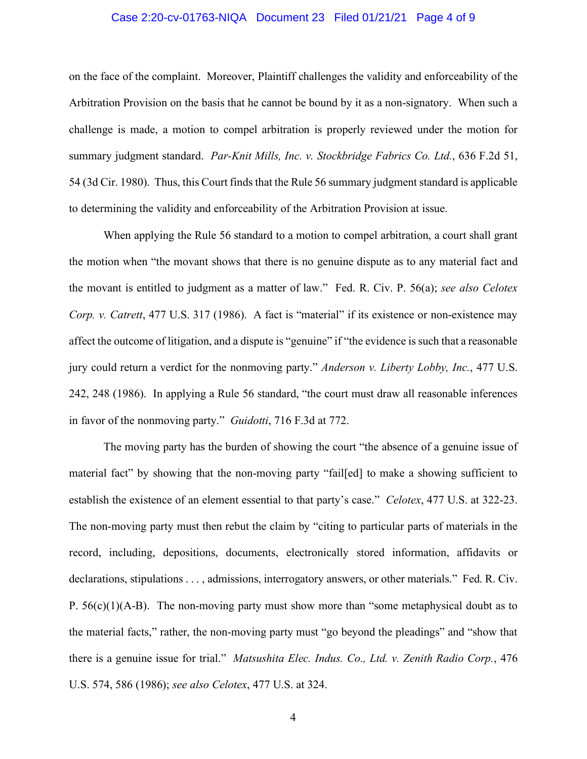on the face of the complaint. Moreover, Plaintiff challenges the validity and enforceability of the Arbitration Provision on the basis that he cannot be bound by it as a non-signatory. When such a challenge is made, a motion to compel arbitration is properly reviewed under the motion for summary judgment standard. *Par-Knit Mills, Inc. v. Stockbridge Fabrics Co. Ltd.*, 636 F.2d 51, 54 (3d Cir. 1980). Thus, this Court finds that the Rule 56 summary judgment standard is applicable to determining the validity and enforceability of the Arbitration Provision at issue.

When applying the Rule 56 standard to a motion to compel arbitration, a court shall grant the motion when "the movant shows that there is no genuine dispute as to any material fact and the movant is entitled to judgment as a matter of law." Fed. R. Civ. P. 56(a); *see also Celotex Corp. v. Catrett*, 477 U.S. 317 (1986). A fact is "material" if its existence or non-existence may affect the outcome of litigation, and a dispute is "genuine" if "the evidence is such that a reasonable jury could return a verdict for the nonmoving party." *Anderson v. Liberty Lobby, Inc.*, 477 U.S. 242, 248 (1986). In applying a Rule 56 standard, "the court must draw all reasonable inferences in favor of the nonmoving party." *Guidotti*, 716 F.3d at 772.

The moving party has the burden of showing the court "the absence of a genuine issue of material fact" by showing that the non-moving party "fail[ed] to make a showing sufficient to establish the existence of an element essential to that party's case." *Celotex*, 477 U.S. at 322-23. The non-moving party must then rebut the claim by "citing to particular parts of materials in the record, including, depositions, documents, electronically stored information, affidavits or declarations, stipulations . . . , admissions, interrogatory answers, or other materials." Fed. R. Civ. P. 56(c)(1)(A-B). The non-moving party must show more than "some metaphysical doubt as to the material facts," rather, the non-moving party must "go beyond the pleadings" and "show that there is a genuine issue for trial." *Matsushita Elec. Indus. Co., Ltd. v. Zenith Radio Corp.*, 476 U.S. 574, 586 (1986); *see also Celotex*, 477 U.S. at 324.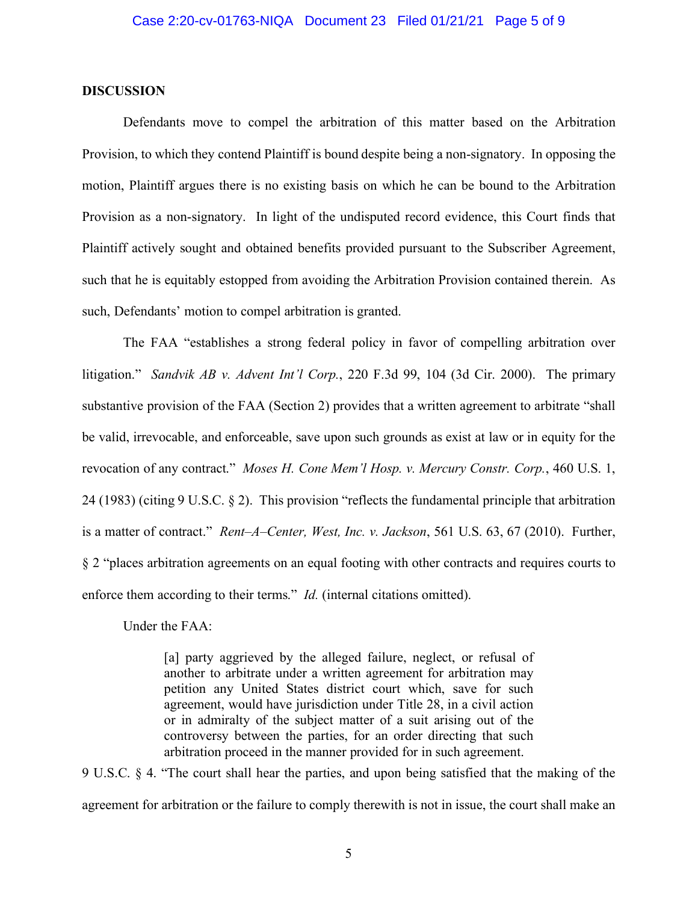**DISCUSSION**

Defendants move to compel the arbitration of this matter based on the Arbitration Provision, to which they contend Plaintiff is bound despite being a non-signatory. In opposing the motion, Plaintiff argues there is no existing basis on which he can be bound to the Arbitration Provision as a non-signatory. In light of the undisputed record evidence, this Court finds that Plaintiff actively sought and obtained benefits provided pursuant to the Subscriber Agreement, such that he is equitably estopped from avoiding the Arbitration Provision contained therein. As such, Defendants' motion to compel arbitration is granted.

The FAA "establishes a strong federal policy in favor of compelling arbitration over litigation." *Sandvik AB v. Advent Int'l Corp.*, 220 F.3d 99, 104 (3d Cir. 2000). The primary substantive provision of the FAA (Section 2) provides that a written agreement to arbitrate "shall be valid, irrevocable, and enforceable, save upon such grounds as exist at law or in equity for the revocation of any contract." *Moses H. Cone Mem'l Hosp. v. Mercury Constr. Corp.*, 460 U.S. 1, 24 (1983) (citing 9 U.S.C. § 2). This provision "reflects the fundamental principle that arbitration is a matter of contract." *Rent–A–Center, West, Inc. v. Jackson*, 561 U.S. 63, 67 (2010). Further, § 2 "places arbitration agreements on an equal footing with other contracts and requires courts to enforce them according to their terms." *Id.* (internal citations omitted).

Under the FAA:

> [a] party aggrieved by the alleged failure, neglect, or refusal of another to arbitrate under a written agreement for arbitration may petition any United States district court which, save for such agreement, would have jurisdiction under Title 28, in a civil action or in admiralty of the subject matter of a suit arising out of the controversy between the parties, for an order directing that such arbitration proceed in the manner provided for in such agreement.

9 U.S.C. § 4. "The court shall hear the parties, and upon being satisfied that the making of the agreement for arbitration or the failure to comply therewith is not in issue, the court shall make an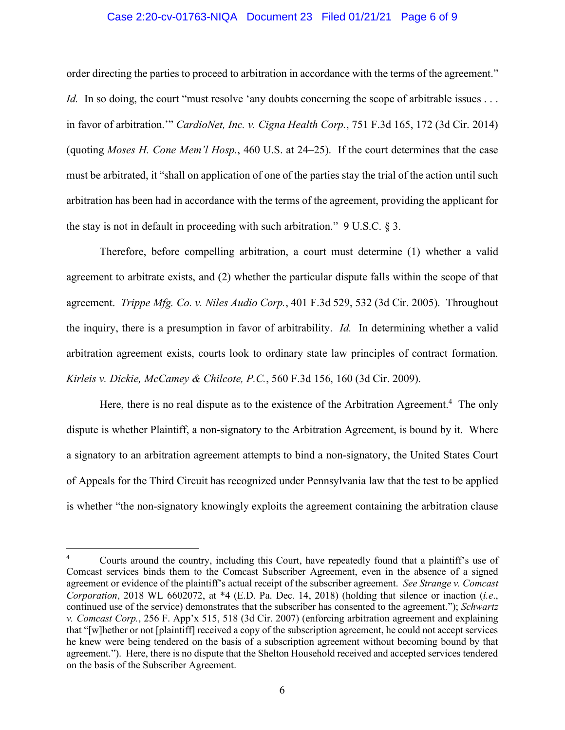order directing the parties to proceed to arbitration in accordance with the terms of the agreement." *Id.* In so doing, the court "must resolve 'any doubts concerning the scope of arbitrable issues . . . in favor of arbitration.'" *CardioNet, Inc. v. Cigna Health Corp.*, 751 F.3d 165, 172 (3d Cir. 2014) (quoting *Moses H. Cone Mem'l Hosp.*, 460 U.S. at 24–25). If the court determines that the case must be arbitrated, it "shall on application of one of the parties stay the trial of the action until such arbitration has been had in accordance with the terms of the agreement, providing the applicant for the stay is not in default in proceeding with such arbitration." 9 U.S.C. § 3.

Therefore, before compelling arbitration, a court must determine (1) whether a valid agreement to arbitrate exists, and (2) whether the particular dispute falls within the scope of that agreement. *Trippe Mfg. Co. v. Niles Audio Corp.*, 401 F.3d 529, 532 (3d Cir. 2005). Throughout the inquiry, there is a presumption in favor of arbitrability. *Id.* In determining whether a valid arbitration agreement exists, courts look to ordinary state law principles of contract formation. *Kirleis v. Dickie, McCamey & Chilcote, P.C.*, 560 F.3d 156, 160 (3d Cir. 2009).

Here, there is no real dispute as to the existence of the Arbitration Agreement.[4] The only dispute is whether Plaintiff, a non-signatory to the Arbitration Agreement, is bound by it. Where a signatory to an arbitration agreement attempts to bind a non-signatory, the United States Court of Appeals for the Third Circuit has recognized under Pennsylvania law that the test to be applied is whether "the non-signatory knowingly exploits the agreement containing the arbitration clause

---

[4] Courts around the country, including this Court, have repeatedly found that a plaintiff's use of Comcast services binds them to the Comcast Subscriber Agreement, even in the absence of a signed agreement or evidence of the plaintiff's actual receipt of the subscriber agreement. *See Strange v. Comcast Corporation*, 2018 WL 6602072, at *4 (E.D. Pa. Dec. 14, 2018) (holding that silence or inaction (*i.e.*, continued use of the service) demonstrates that the subscriber has consented to the agreement."); *Schwartz v. Comcast Corp.*, 256 F. App'x 515, 518 (3d Cir. 2007) (enforcing arbitration agreement and explaining that "[w]hether or not [plaintiff] received a copy of the subscription agreement, he could not accept services he knew were being tendered on the basis of a subscription agreement without becoming bound by that agreement."). Here, there is no dispute that the Shelton Household received and accepted services tendered on the basis of the Subscriber Agreement.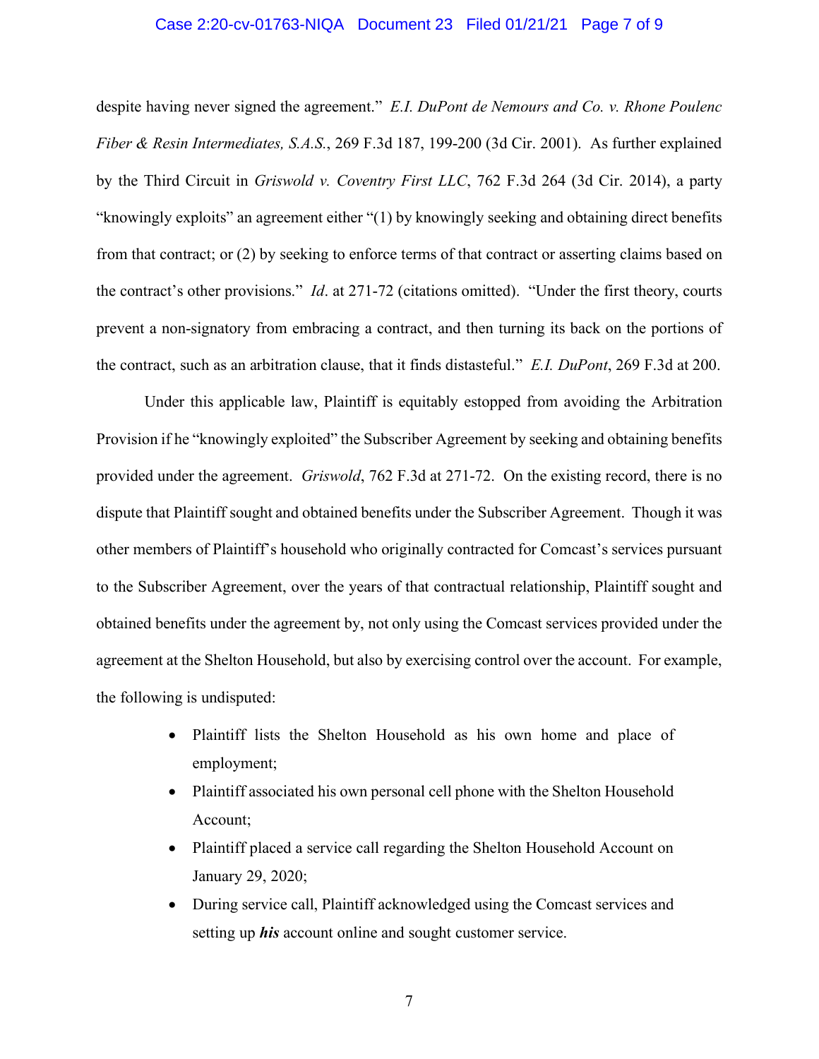despite having never signed the agreement." *E.I. DuPont de Nemours and Co. v. Rhone Poulenc Fiber & Resin Intermediates, S.A.S.*, 269 F.3d 187, 199-200 (3d Cir. 2001). As further explained by the Third Circuit in *Griswold v. Coventry First LLC*, 762 F.3d 264 (3d Cir. 2014), a party "knowingly exploits" an agreement either "(1) by knowingly seeking and obtaining direct benefits from that contract; or (2) by seeking to enforce terms of that contract or asserting claims based on the contract's other provisions." *Id*. at 271-72 (citations omitted). "Under the first theory, courts prevent a non-signatory from embracing a contract, and then turning its back on the portions of the contract, such as an arbitration clause, that it finds distasteful." *E.I. DuPont*, 269 F.3d at 200.

Under this applicable law, Plaintiff is equitably estopped from avoiding the Arbitration Provision if he "knowingly exploited" the Subscriber Agreement by seeking and obtaining benefits provided under the agreement. *Griswold*, 762 F.3d at 271-72. On the existing record, there is no dispute that Plaintiff sought and obtained benefits under the Subscriber Agreement. Though it was other members of Plaintiff's household who originally contracted for Comcast's services pursuant to the Subscriber Agreement, over the years of that contractual relationship, Plaintiff sought and obtained benefits under the agreement by, not only using the Comcast services provided under the agreement at the Shelton Household, but also by exercising control over the account. For example, the following is undisputed:

- Plaintiff lists the Shelton Household as his own home and place of employment;
- Plaintiff associated his own personal cell phone with the Shelton Household Account;
- Plaintiff placed a service call regarding the Shelton Household Account on January 29, 2020;
- During service call, Plaintiff acknowledged using the Comcast services and setting up ***his*** account online and sought customer service.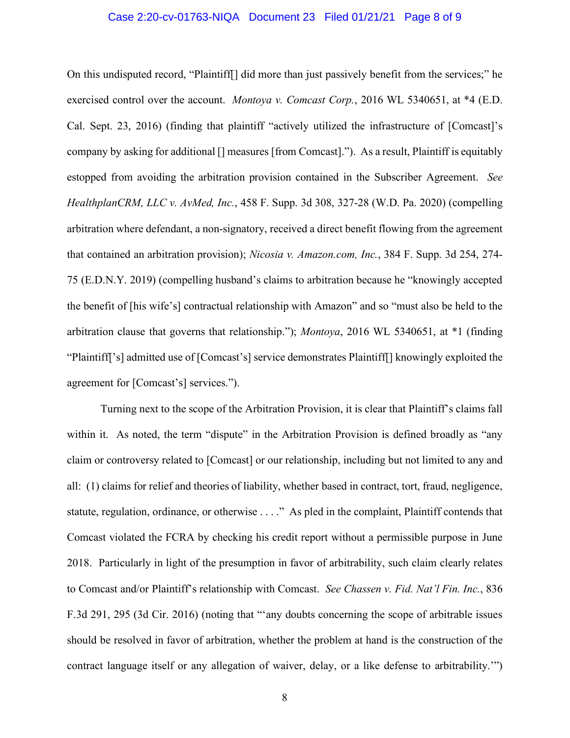On this undisputed record, "Plaintiff[] did more than just passively benefit from the services;" he exercised control over the account. *Montoya v. Comcast Corp.*, 2016 WL 5340651, at *4 (E.D. Cal. Sept. 23, 2016) (finding that plaintiff "actively utilized the infrastructure of [Comcast]'s company by asking for additional [] measures [from Comcast]."). As a result, Plaintiff is equitably estopped from avoiding the arbitration provision contained in the Subscriber Agreement. *See HealthplanCRM, LLC v. AvMed, Inc.*, 458 F. Supp. 3d 308, 327-28 (W.D. Pa. 2020) (compelling arbitration where defendant, a non-signatory, received a direct benefit flowing from the agreement that contained an arbitration provision); *Nicosia v. Amazon.com, Inc.*, 384 F. Supp. 3d 254, 274-75 (E.D.N.Y. 2019) (compelling husband's claims to arbitration because he "knowingly accepted the benefit of [his wife's] contractual relationship with Amazon" and so "must also be held to the arbitration clause that governs that relationship."); *Montoya*, 2016 WL 5340651, at *1 (finding "Plaintiff['s] admitted use of [Comcast's] service demonstrates Plaintiff[] knowingly exploited the agreement for [Comcast's] services.").

Turning next to the scope of the Arbitration Provision, it is clear that Plaintiff's claims fall within it. As noted, the term "dispute" in the Arbitration Provision is defined broadly as "any claim or controversy related to [Comcast] or our relationship, including but not limited to any and all: (1) claims for relief and theories of liability, whether based in contract, tort, fraud, negligence, statute, regulation, ordinance, or otherwise . . . ." As pled in the complaint, Plaintiff contends that Comcast violated the FCRA by checking his credit report without a permissible purpose in June 2018. Particularly in light of the presumption in favor of arbitrability, such claim clearly relates to Comcast and/or Plaintiff's relationship with Comcast. *See Chassen v. Fid. Nat'l Fin. Inc.*, 836 F.3d 291, 295 (3d Cir. 2016) (noting that "'any doubts concerning the scope of arbitrable issues should be resolved in favor of arbitration, whether the problem at hand is the construction of the contract language itself or any allegation of waiver, delay, or a like defense to arbitrability.'")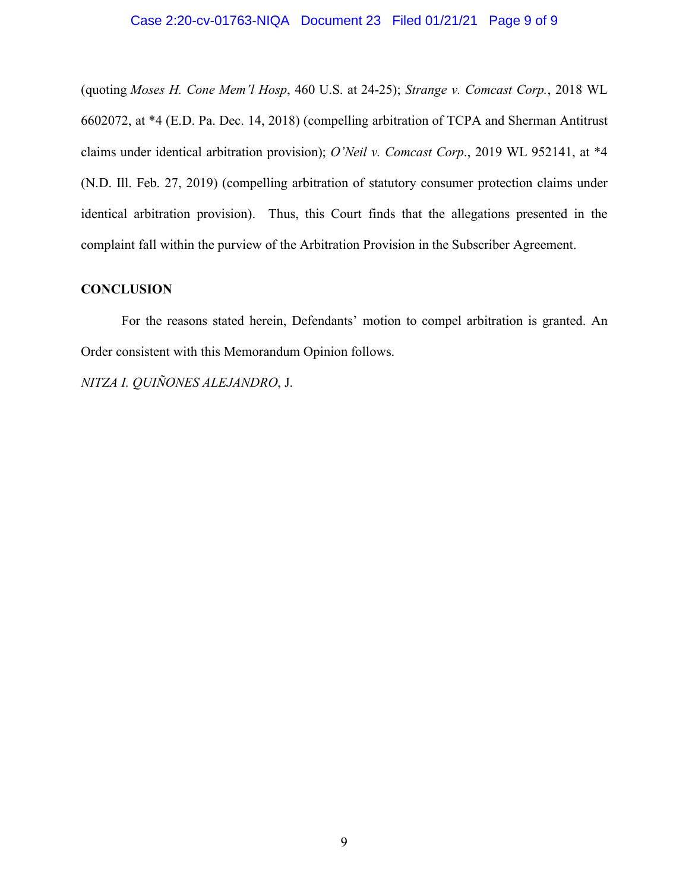(quoting *Moses H. Cone Mem'l Hosp*, 460 U.S. at 24-25); *Strange v. Comcast Corp.*, 2018 WL 6602072, at *4 (E.D. Pa. Dec. 14, 2018) (compelling arbitration of TCPA and Sherman Antitrust claims under identical arbitration provision); *O'Neil v. Comcast Corp*., 2019 WL 952141, at *4 (N.D. Ill. Feb. 27, 2019) (compelling arbitration of statutory consumer protection claims under identical arbitration provision). Thus, this Court finds that the allegations presented in the complaint fall within the purview of the Arbitration Provision in the Subscriber Agreement.

**CONCLUSION**

For the reasons stated herein, Defendants' motion to compel arbitration is granted. An Order consistent with this Memorandum Opinion follows.

*NITZA I. QUIÑONES ALEJANDRO*, J.